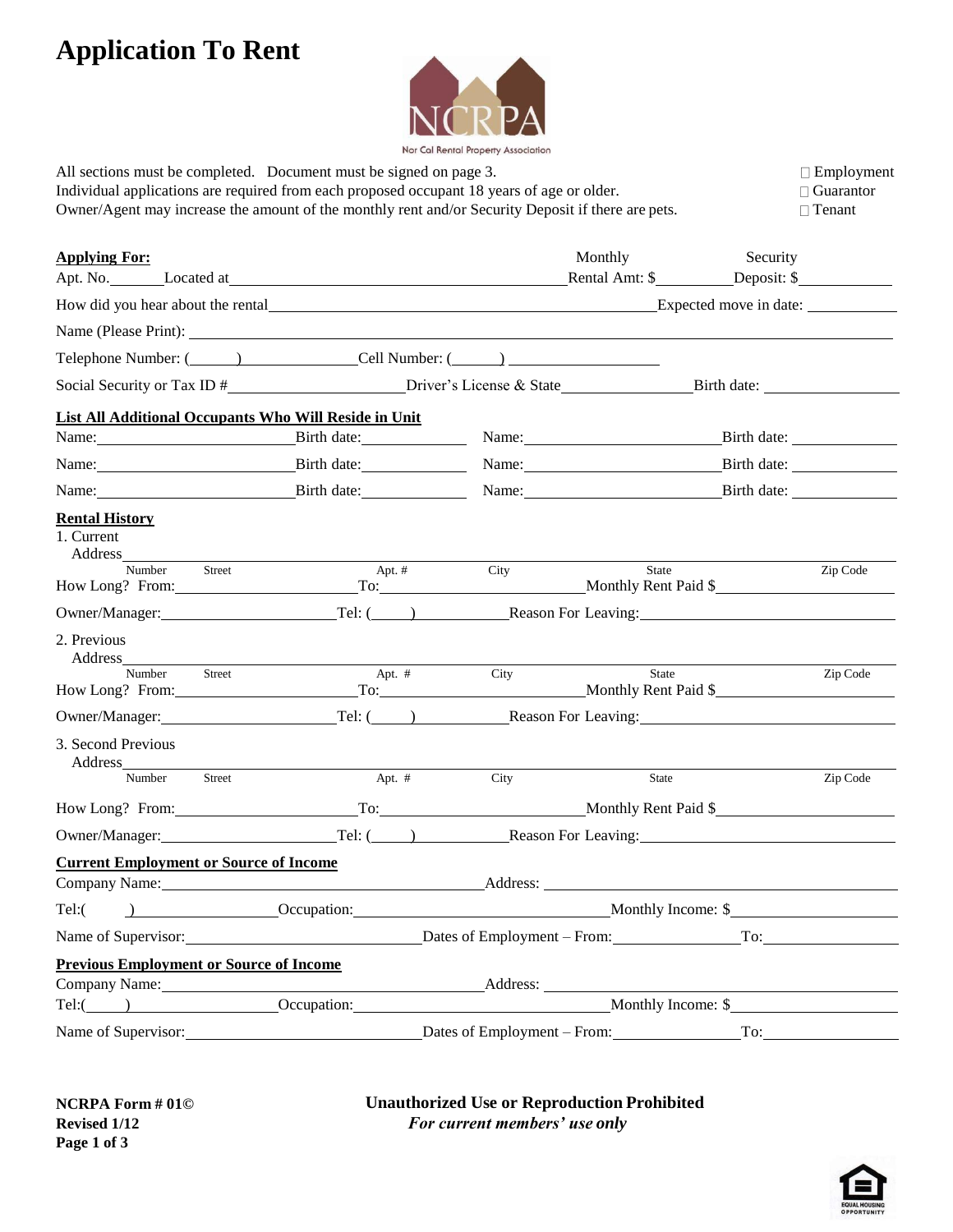# Application To Rent

Nor Cal Rental Property Association

All sections must be completed. Document must be signed on page 3.
Individual applications are required from each proposed occupant 18 years of age or older.
Owner/Agent may increase the amount of the monthly rent and/or Security Deposit if there are pets.

☐ Employment
☐ Guarantor
☐ Tenant

**Applying For:**

Apt. No.\_\_\_\_\_\_ Located at\_\_\_\_\_\_\_\_\_\_\_\_\_\_\_\_\_\_\_\_\_\_\_\_\_\_\_\_\_\_\_\_\_\_\_\_\_\_\_\_ Monthly Rental Amt: $\_\_\_\_\_\_\_\_\_ Security Deposit: $\_\_\_\_\_\_\_\_\_\_\_

How did you hear about the rental\_\_\_\_\_\_\_\_\_\_\_\_\_\_\_\_\_\_\_\_\_\_\_\_\_\_\_\_\_\_\_\_\_\_\_\_\_\_\_\_\_\_\_\_ Expected move in date: \_\_\_\_\_\_\_\_\_\_\_

Name (Please Print): \_\_\_\_\_\_\_\_\_\_\_\_\_\_\_\_\_\_\_\_\_\_\_\_\_\_\_\_\_\_\_\_\_\_\_\_\_\_\_\_\_\_\_\_\_\_\_\_\_\_\_\_\_\_\_\_\_\_\_\_\_\_\_\_\_\_\_\_\_\_\_\_\_\_\_\_\_\_

Telephone Number: (\_\_\_\_\_\_) \_\_\_\_\_\_\_\_\_\_\_\_\_\_\_ Cell Number: (\_\_\_\_\_\_) \_\_\_\_\_\_\_\_\_\_\_\_\_\_\_\_\_\_\_

Social Security or Tax ID #\_\_\_\_\_\_\_\_\_\_\_\_\_\_\_\_\_\_\_\_\_\_ Driver's License & State\_\_\_\_\_\_\_\_\_\_\_\_\_\_\_\_ Birth date: \_\_\_\_\_\_\_\_\_\_\_\_\_\_\_\_

**List All Additional Occupants Who Will Reside in Unit**

Name:\_\_\_\_\_\_\_\_\_\_\_\_\_\_\_\_\_\_\_\_\_\_\_\_ Birth date:\_\_\_\_\_\_\_\_\_\_\_\_\_ Name:\_\_\_\_\_\_\_\_\_\_\_\_\_\_\_\_\_\_\_\_\_\_\_\_ Birth date: \_\_\_\_\_\_\_\_\_\_\_\_\_

Name:\_\_\_\_\_\_\_\_\_\_\_\_\_\_\_\_\_\_\_\_\_\_\_\_ Birth date:\_\_\_\_\_\_\_\_\_\_\_\_\_ Name:\_\_\_\_\_\_\_\_\_\_\_\_\_\_\_\_\_\_\_\_\_\_\_\_ Birth date: \_\_\_\_\_\_\_\_\_\_\_\_\_

Name:\_\_\_\_\_\_\_\_\_\_\_\_\_\_\_\_\_\_\_\_\_\_\_\_ Birth date:\_\_\_\_\_\_\_\_\_\_\_\_\_ Name:\_\_\_\_\_\_\_\_\_\_\_\_\_\_\_\_\_\_\_\_\_\_\_\_ Birth date: \_\_\_\_\_\_\_\_\_\_\_\_\_

**Rental History**

1. Current Address\_\_\_\_\_\_\_\_\_\_\_\_\_\_\_\_\_\_\_\_\_\_\_\_\_\_\_\_\_\_\_\_\_\_\_\_\_\_\_\_\_\_\_\_\_\_\_\_\_\_\_\_\_\_\_\_\_\_\_\_\_\_\_\_\_\_\_\_\_\_\_\_\_\_\_\_\_\_
   Number Street Apt. # City State Zip Code

   How Long? From:\_\_\_\_\_\_\_\_\_\_\_\_\_\_\_\_\_\_\_\_\_\_\_ To:\_\_\_\_\_\_\_\_\_\_\_\_\_\_\_\_\_\_\_\_\_\_\_\_\_ Monthly Rent Paid $\_\_\_\_\_\_\_\_\_\_\_\_\_\_\_\_\_\_\_\_\_\_

   Owner/Manager:\_\_\_\_\_\_\_\_\_\_\_\_\_\_\_\_\_\_\_\_\_ Tel: (\_\_\_\_\_) \_\_\_\_\_\_\_\_\_\_\_ Reason For Leaving:\_\_\_\_\_\_\_\_\_\_\_\_\_\_\_\_\_\_\_\_\_\_\_\_\_\_\_\_\_\_\_

2. Previous Address\_\_\_\_\_\_\_\_\_\_\_\_\_\_\_\_\_\_\_\_\_\_\_\_\_\_\_\_\_\_\_\_\_\_\_\_\_\_\_\_\_\_\_\_\_\_\_\_\_\_\_\_\_\_\_\_\_\_\_\_\_\_\_\_\_\_\_\_\_\_\_\_\_\_\_\_\_\_
   Number Street Apt. # City State Zip Code

   How Long? From:\_\_\_\_\_\_\_\_\_\_\_\_\_\_\_\_\_\_\_\_\_\_\_ To:\_\_\_\_\_\_\_\_\_\_\_\_\_\_\_\_\_\_\_\_\_\_\_\_\_ Monthly Rent Paid $\_\_\_\_\_\_\_\_\_\_\_\_\_\_\_\_\_\_\_\_\_\_

   Owner/Manager:\_\_\_\_\_\_\_\_\_\_\_\_\_\_\_\_\_\_\_\_\_ Tel: (\_\_\_\_\_) \_\_\_\_\_\_\_\_\_\_\_ Reason For Leaving:\_\_\_\_\_\_\_\_\_\_\_\_\_\_\_\_\_\_\_\_\_\_\_\_\_\_\_\_\_\_\_

3. Second Previous Address\_\_\_\_\_\_\_\_\_\_\_\_\_\_\_\_\_\_\_\_\_\_\_\_\_\_\_\_\_\_\_\_\_\_\_\_\_\_\_\_\_\_\_\_\_\_\_\_\_\_\_\_\_\_\_\_\_\_\_\_\_\_\_\_\_\_\_\_\_\_\_\_\_\_\_\_\_\_
   Number Street Apt. # City State Zip Code

   How Long? From:\_\_\_\_\_\_\_\_\_\_\_\_\_\_\_\_\_\_\_\_\_\_\_ To:\_\_\_\_\_\_\_\_\_\_\_\_\_\_\_\_\_\_\_\_\_\_\_\_\_ Monthly Rent Paid $\_\_\_\_\_\_\_\_\_\_\_\_\_\_\_\_\_\_\_\_\_\_

   Owner/Manager:\_\_\_\_\_\_\_\_\_\_\_\_\_\_\_\_\_\_\_\_\_ Tel: (\_\_\_\_\_) \_\_\_\_\_\_\_\_\_\_\_ Reason For Leaving:\_\_\_\_\_\_\_\_\_\_\_\_\_\_\_\_\_\_\_\_\_\_\_\_\_\_\_\_\_\_\_

**Current Employment or Source of Income**

Company Name:\_\_\_\_\_\_\_\_\_\_\_\_\_\_\_\_\_\_\_\_\_\_\_\_\_\_\_\_\_\_\_\_\_\_\_\_\_\_\_\_\_\_ Address: \_\_\_\_\_\_\_\_\_\_\_\_\_\_\_\_\_\_\_\_\_\_\_\_\_\_\_\_\_\_\_\_\_\_\_\_\_\_\_\_\_\_\_

Tel:(\_\_\_\_\_\_) \_\_\_\_\_\_\_\_\_\_\_\_\_\_\_\_\_\_\_\_ Occupation:\_\_\_\_\_\_\_\_\_\_\_\_\_\_\_\_\_\_\_\_\_\_\_\_\_\_\_\_\_\_\_ Monthly Income: $\_\_\_\_\_\_\_\_\_\_\_\_\_\_\_\_\_\_\_\_\_

Name of Supervisor:\_\_\_\_\_\_\_\_\_\_\_\_\_\_\_\_\_\_\_\_\_\_\_\_\_\_\_\_\_ Dates of Employment – From:\_\_\_\_\_\_\_\_\_\_\_\_\_\_\_\_ To:\_\_\_\_\_\_\_\_\_\_\_\_\_\_\_\_\_\_

**Previous Employment or Source of Income**

Company Name:\_\_\_\_\_\_\_\_\_\_\_\_\_\_\_\_\_\_\_\_\_\_\_\_\_\_\_\_\_\_\_\_\_\_\_\_\_\_\_\_\_\_ Address: \_\_\_\_\_\_\_\_\_\_\_\_\_\_\_\_\_\_\_\_\_\_\_\_\_\_\_\_\_\_\_\_\_\_\_\_\_\_\_\_\_\_\_

Tel:(\_\_\_\_\_\_) \_\_\_\_\_\_\_\_\_\_\_\_\_\_\_\_\_\_\_\_ Occupation:\_\_\_\_\_\_\_\_\_\_\_\_\_\_\_\_\_\_\_\_\_\_\_\_\_\_\_\_\_\_\_ Monthly Income: $\_\_\_\_\_\_\_\_\_\_\_\_\_\_\_\_\_\_\_\_\_

Name of Supervisor:\_\_\_\_\_\_\_\_\_\_\_\_\_\_\_\_\_\_\_\_\_\_\_\_\_\_\_\_\_ Dates of Employment – From:\_\_\_\_\_\_\_\_\_\_\_\_\_\_\_\_ To:\_\_\_\_\_\_\_\_\_\_\_\_\_\_\_\_\_\_

**NCRPA Form # 01©**
**Revised 1/12**

**Unauthorized Use or Reproduction Prohibited**
***For current members' use only***

EQUAL HOUSING OPPORTUNITY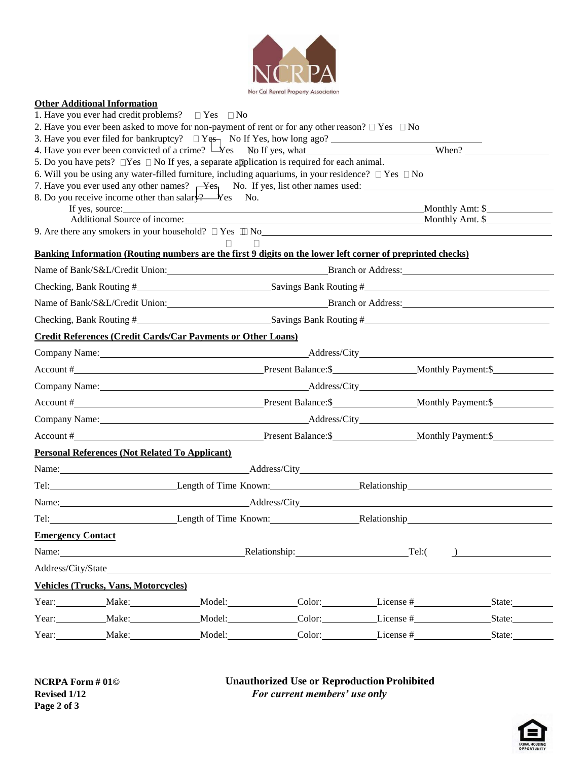NCRPA

Nor Cal Rental Property Association

**Other Additional Information**

1. Have you ever had credit problems? ☐ Yes ☐ No
2. Have you ever been asked to move for non-payment of rent or for any other reason? ☐ Yes ☐ No
3. Have you ever filed for bankruptcy? ☐ Yes ☐ No If Yes, how long ago? ______________________________
4. Have you ever been convicted of a crime? ☐ Yes ☐ No If yes, what ______________________________ When? ____________________
5. Do you have pets? ☐ Yes ☐ No If yes, a separate application is required for each animal.
6. Will you be using any water-filled furniture, including aquariums, in your residence? ☐ Yes ☐ No
7. Have you ever used any other names? ☐ Yes ☐ No. If yes, list other names used: ______________________________
8. Do you receive income other than salary? ☐ Yes ☐ No.

   If yes, source: ______________________________ Monthly Amt: $____________

   Additional Source of income: ______________________________ Monthly Amt. $____________

9. Are there any smokers in your household? ☐ Yes ☐ No ______________________________

**Banking Information (Routing numbers are the first 9 digits on the lower left corner of preprinted checks)**

Name of Bank/S&L/Credit Union: ______________________________ Branch or Address: ______________________________

Checking, Bank Routing # ______________________________ Savings Bank Routing # ______________________________

Name of Bank/S&L/Credit Union: ______________________________ Branch or Address: ______________________________

Checking, Bank Routing # ______________________________ Savings Bank Routing # ______________________________

**Credit References (Credit Cards/Car Payments or Other Loans)**

Company Name: ______________________________ Address/City ______________________________

Account # ______________________________ Present Balance:$____________ Monthly Payment:$____________

Company Name: ______________________________ Address/City ______________________________

Account # ______________________________ Present Balance:$____________ Monthly Payment:$____________

Company Name: ______________________________ Address/City ______________________________

Account # ______________________________ Present Balance:$____________ Monthly Payment:$____________

**Personal References (Not Related To Applicant)**

Name: ______________________________ Address/City ______________________________

Tel: ____________________ Length of Time Known: ____________________ Relationship ____________________

Name: ______________________________ Address/City ______________________________

Tel: ____________________ Length of Time Known: ____________________ Relationship ____________________

**Emergency Contact**

Name: ______________________________ Relationship: ____________________ Tel:(    ) ____________________

Address/City/State ______________________________

**Vehicles (Trucks, Vans, Motorcycles)**

Year: ________ Make: ____________ Model: ____________ Color: ____________ License # ____________ State: ________

Year: ________ Make: ____________ Model: ____________ Color: ____________ License # ____________ State: ________

Year: ________ Make: ____________ Model: ____________ Color: ____________ License # ____________ State: ________

**NCRPA Form # 01©**
**Revised 1/12**

**Unauthorized Use or Reproduction Prohibited**
***For current members' use only***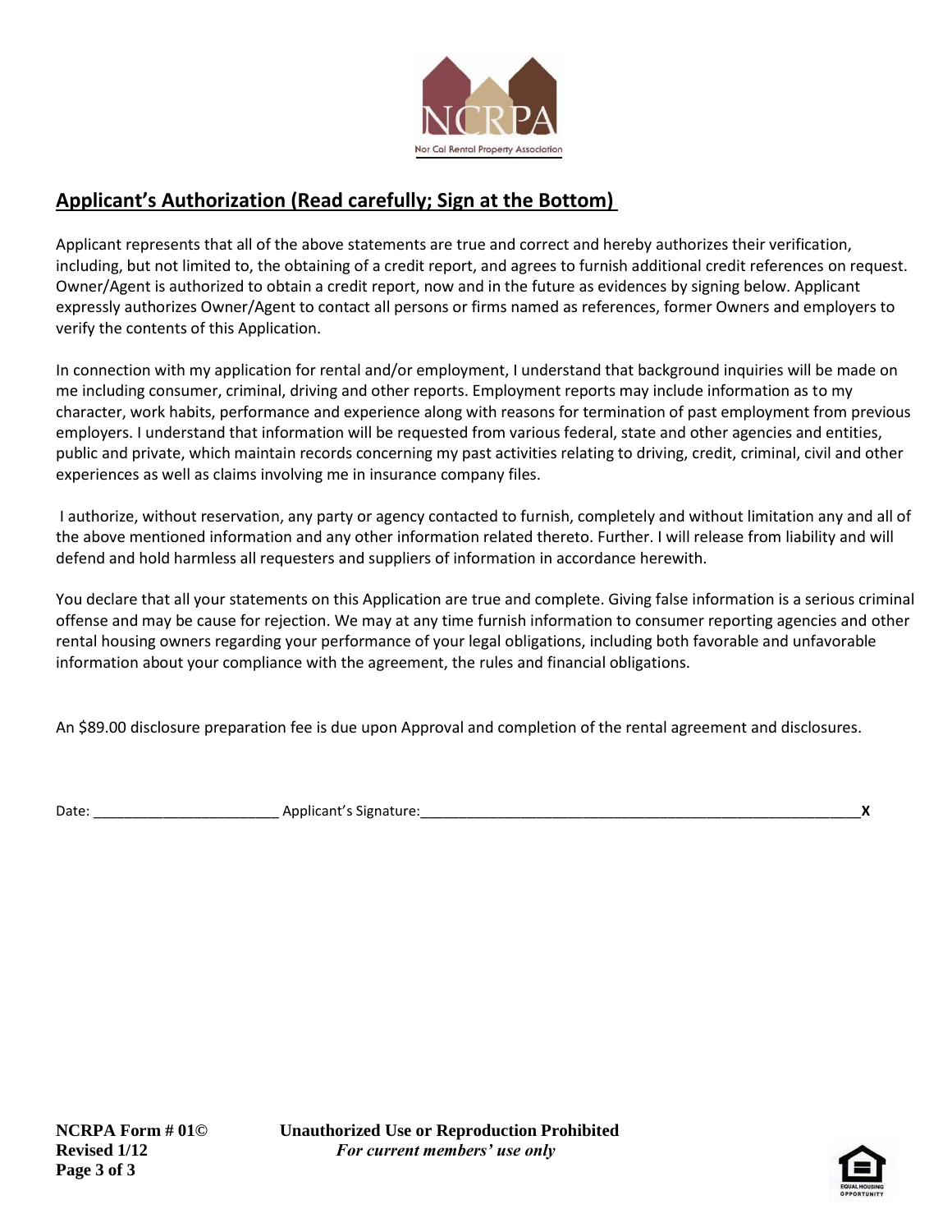NCRPA

Nor Cal Rental Property Association

## **Applicant's Authorization (Read carefully; Sign at the Bottom)**

Applicant represents that all of the above statements are true and correct and hereby authorizes their verification, including, but not limited to, the obtaining of a credit report, and agrees to furnish additional credit references on request. Owner/Agent is authorized to obtain a credit report, now and in the future as evidences by signing below. Applicant expressly authorizes Owner/Agent to contact all persons or firms named as references, former Owners and employers to verify the contents of this Application.

In connection with my application for rental and/or employment, I understand that background inquiries will be made on me including consumer, criminal, driving and other reports. Employment reports may include information as to my character, work habits, performance and experience along with reasons for termination of past employment from previous employers. I understand that information will be requested from various federal, state and other agencies and entities, public and private, which maintain records concerning my past activities relating to driving, credit, criminal, civil and other experiences as well as claims involving me in insurance company files.

I authorize, without reservation, any party or agency contacted to furnish, completely and without limitation any and all of the above mentioned information and any other information related thereto. Further. I will release from liability and will defend and hold harmless all requesters and suppliers of information in accordance herewith.

You declare that all your statements on this Application are true and complete. Giving false information is a serious criminal offense and may be cause for rejection. We may at any time furnish information to consumer reporting agencies and other rental housing owners regarding your performance of your legal obligations, including both favorable and unfavorable information about your compliance with the agreement, the rules and financial obligations.

An $89.00 disclosure preparation fee is due upon Approval and completion of the rental agreement and disclosures.

Date: ________________________ Applicant's Signature:____________________________________________________________**X**

**NCRPA Form # 01©**
**Revised 1/12**

**Unauthorized Use or Reproduction Prohibited**
***For current members' use only***

EQUAL HOUSING OPPORTUNITY